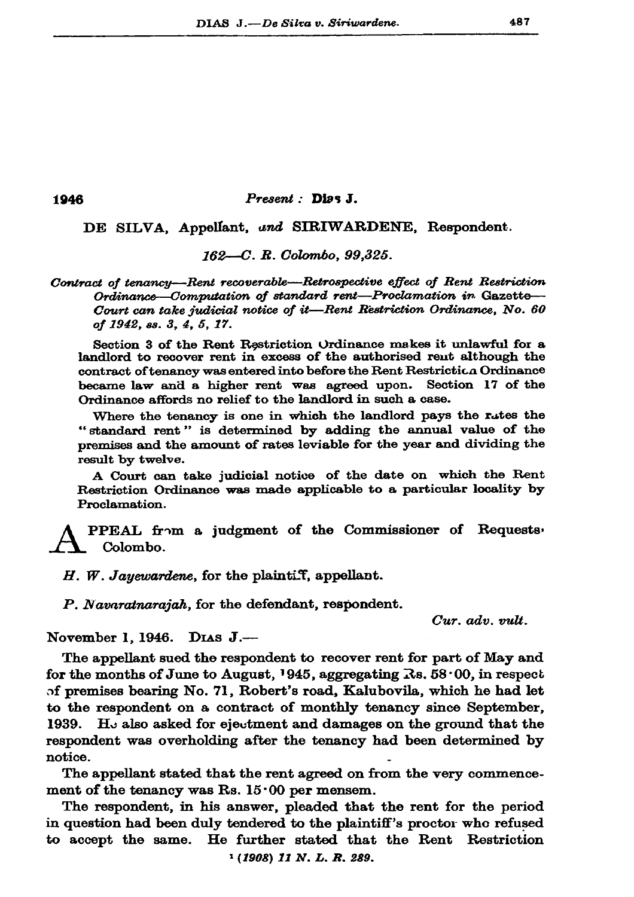1946

*Present :* **Dias J.**

DE SILVA, Appellant, *and* SIRIWARDENE, Respondent.

*162—C. R. Colombo, 99,325.*

*Contract of tenancy—Rent recoverable—Retrospective effect of Rent Restriction Ordinance—Computation of standard rent—Proclamation in* Gazette*—Court can take judicial notice of it—Rent Restriction Ordinance, No. 60 of 1942, ss. 3, 4, 5, 17.*

Section 3 of the Rent Restriction Ordinance makes it unlawful for a landlord to recover rent in excess of the authorised rent although the contract of tenancy was entered into before the Rent Restriction Ordinance became law and a higher rent was agreed upon. Section 17 of the Ordinance affords no relief to the landlord in such a case.

Where the tenancy is one in which the landlord pays the rates the "standard rent" is determined by adding the annual value of the premises and the amount of rates leviable for the year and dividing the result by twelve.

A Court can take judicial notice of the date on which the Rent Restriction Ordinance was made applicable to a particular locality by Proclamation.

APPEAL from a judgment of the Commissioner of Requests, Colombo.

*H. W. Jayewardene*, for the plaintiff, appellant.

*P. Navaratnarajah*, for the defendant, respondent.

*Cur. adv. vult.*

November 1, 1946. Dias J.—

The appellant sued the respondent to recover rent for part of May and for the months of June to August, [1]945, aggregating Rs. 58·00, in respect of premises bearing No. 71, Robert's road, Kalubovila, which he had let to the respondent on a contract of monthly tenancy since September, 1939. He also asked for ejectment and damages on the ground that the respondent was overholding after the tenancy had been determined by notice.

The appellant stated that the rent agreed on from the very commencement of the tenancy was Rs. 15·00 per mensem.

The respondent, in his answer, pleaded that the rent for the period in question had been duly tendered to the plaintiff's proctor who refused to accept the same. He further stated that the Rent Restriction

[1] *(1908) 11 N. L. R. 289.*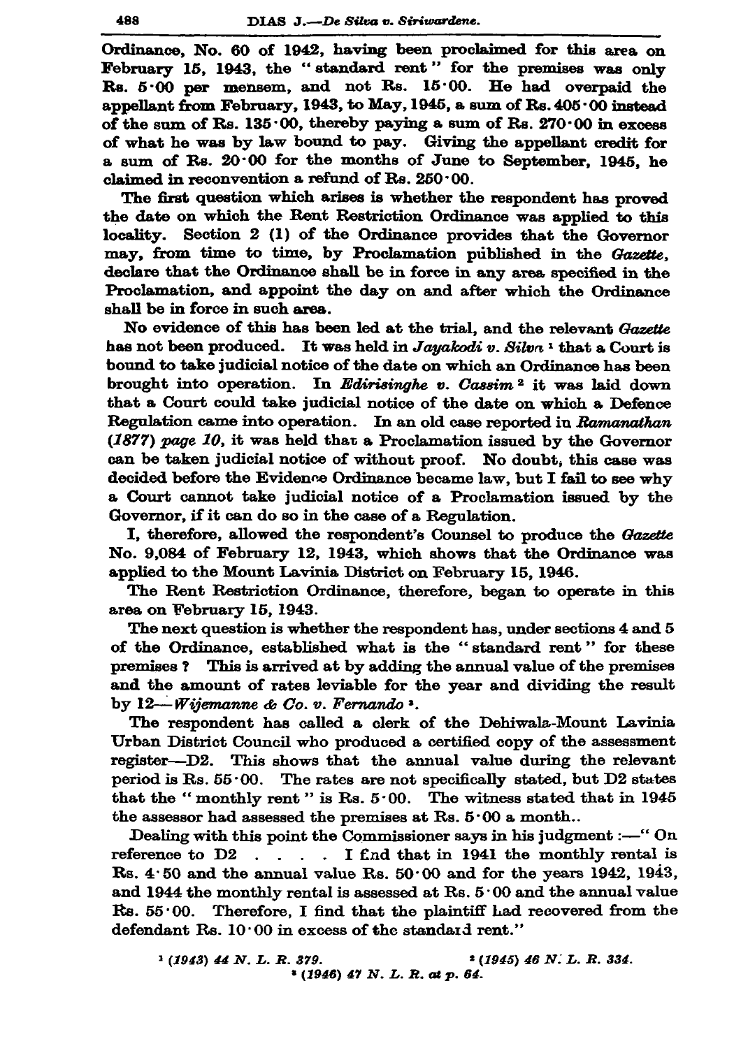Ordinance, No. 60 of 1942, having been proclaimed for this area on February 15, 1943, the "standard rent" for the premises was only Rs. 5·00 per mensem, and not Rs. 15·00. He had overpaid the appellant from February, 1943, to May, 1945, a sum of Rs. 405·00 instead of the sum of Rs. 135·00, thereby paying a sum of Rs. 270·00 in excess of what he was by law bound to pay. Giving the appellant credit for a sum of Rs. 20·00 for the months of June to September, 1945, he claimed in reconvention a refund of Rs. 250·00.

The first question which arises is whether the respondent has proved the date on which the Rent Restriction Ordinance was applied to this locality. Section 2 (1) of the Ordinance provides that the Governor may, from time to time, by Proclamation published in the *Gazette*, declare that the Ordinance shall be in force in any area specified in the Proclamation, and appoint the day on and after which the Ordinance shall be in force in such area.

No evidence of this has been led at the trial, and the relevant *Gazette* has not been produced. It was held in *Jayakodi v. Silva* [1] that a Court is bound to take judicial notice of the date on which an Ordinance has been brought into operation. In *Edirisinghe v. Cassim* [2] it was laid down that a Court could take judicial notice of the date on which a Defence Regulation came into operation. In an old case reported in *Ramanathan (1877) page 10*, it was held that a Proclamation issued by the Governor can be taken judicial notice of without proof. No doubt, this case was decided before the Evidence Ordinance became law, but I fail to see why a Court cannot take judicial notice of a Proclamation issued by the Governor, if it can do so in the case of a Regulation.

I, therefore, allowed the respondent's Counsel to produce the *Gazette* No. 9,084 of February 12, 1943, which shows that the Ordinance was applied to the Mount Lavinia District on February 15, 1946.

The Rent Restriction Ordinance, therefore, began to operate in this area on February 15, 1943.

The next question is whether the respondent has, under sections 4 and 5 of the Ordinance, established what is the "standard rent" for these premises ? This is arrived at by adding the annual value of the premises and the amount of rates leviable for the year and dividing the result by 12—*Wijemanne & Co. v. Fernando* [3].

The respondent has called a clerk of the Dehiwala-Mount Lavinia Urban District Council who produced a certified copy of the assessment register—D2. This shows that the annual value during the relevant period is Rs. 55·00. The rates are not specifically stated, but D2 states that the "monthly rent" is Rs. 5·00. The witness stated that in 1945 the assessor had assessed the premises at Rs. 5·00 a month..

Dealing with this point the Commissioner says in his judgment :—" On reference to D2 . . . . I find that in 1941 the monthly rental is Rs. 4·50 and the annual value Rs. 50·00 and for the years 1942, 1943, and 1944 the monthly rental is assessed at Rs. 5·00 and the annual value Rs. 55·00. Therefore, I find that the plaintiff had recovered from the defendant Rs. 10·00 in excess of the standard rent."

[1] (1943) 44 N. L. R. 379.

[2] (1945) 46 N. L. R. 334.

[3] (1946) 47 N. L. R. at p. 64.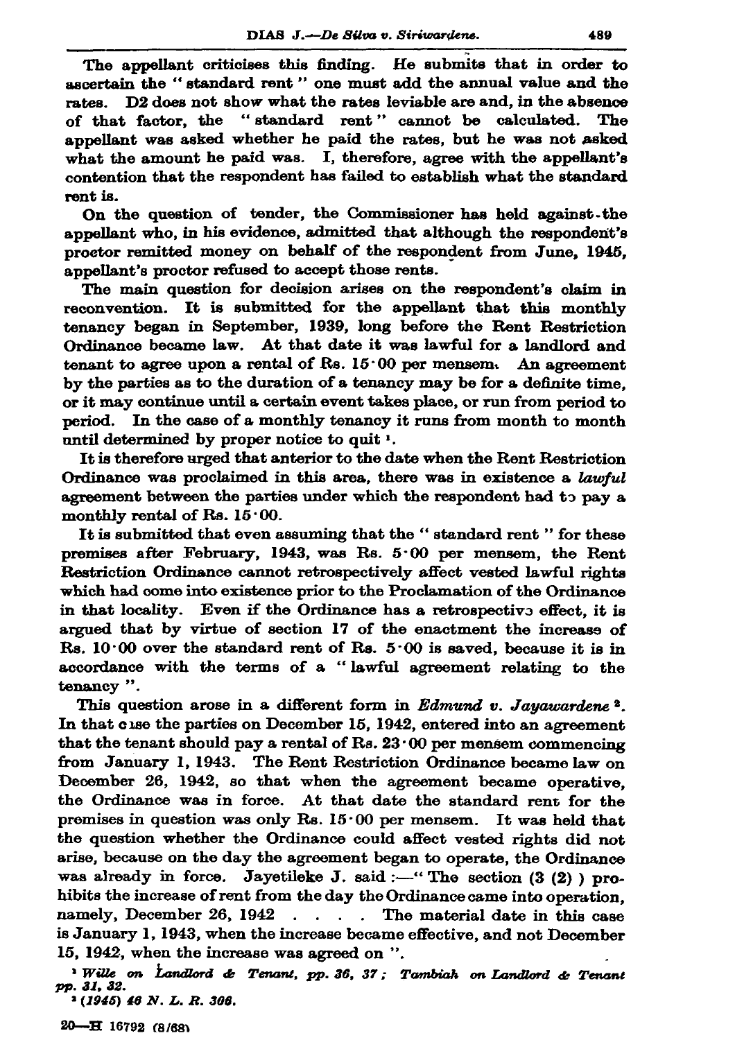The appellant criticises this finding. He submits that in order to ascertain the " standard rent " one must add the annual value and the rates. D2 does not show what the rates leviable are and, in the absence of that factor, the " standard rent " cannot be calculated. The appellant was asked whether he paid the rates, but he was not asked what the amount he paid was. I, therefore, agree with the appellant's contention that the respondent has failed to establish what the standard rent is.

On the question of tender, the Commissioner has held against the appellant who, in his evidence, admitted that although the respondent's proctor remitted money on behalf of the respondent from June, 1945, appellant's proctor refused to accept those rents.

The main question for decision arises on the respondent's claim in reconvention. It is submitted for the appellant that this monthly tenancy began in September, 1939, long before the Rent Restriction Ordinance became law. At that date it was lawful for a landlord and tenant to agree upon a rental of Rs. 15·00 per mensem. An agreement by the parties as to the duration of a tenancy may be for a definite time, or it may continue until a certain event takes place, or run from period to period. In the case of a monthly tenancy it runs from month to month until determined by proper notice to quit [1].

It is therefore urged that anterior to the date when the Rent Restriction Ordinance was proclaimed in this area, there was in existence a *lawful* agreement between the parties under which the respondent had to pay a monthly rental of Rs. 15·00.

It is submitted that even assuming that the " standard rent " for these premises after February, 1943, was Rs. 5·00 per mensem, the Rent Restriction Ordinance cannot retrospectively affect vested lawful rights which had come into existence prior to the Proclamation of the Ordinance in that locality. Even if the Ordinance has a retrospective effect, it is argued that by virtue of section 17 of the enactment the increase of Rs. 10·00 over the standard rent of Rs. 5·00 is saved, because it is in accordance with the terms of a " lawful agreement relating to the tenancy ".

This question arose in a different form in *Edmund v. Jayawardene* [2]. In that case the parties on December 15, 1942, entered into an agreement that the tenant should pay a rental of Rs. 23·00 per mensem commencing from January 1, 1943. The Rent Restriction Ordinance became law on December 26, 1942, so that when the agreement became operative, the Ordinance was in force. At that date the standard rent for the premises in question was only Rs. 15·00 per mensem. It was held that the question whether the Ordinance could affect vested rights did not arise, because on the day the agreement began to operate, the Ordinance was already in force. Jayetileke J. said :—" The section (3 (2) ) prohibits the increase of rent from the day the Ordinance came into operation, namely, December 26, 1942 . . . . The material date in this case is January 1, 1943, when the increase became effective, and not December 15, 1942, when the increase was agreed on ".

[1] *Wille on Landlord & Tenant, pp. 36, 37 ; Tambiah on Landlord & Tenant pp. 31, 32.*

[2] *(1945) 46 N. L. R. 308.*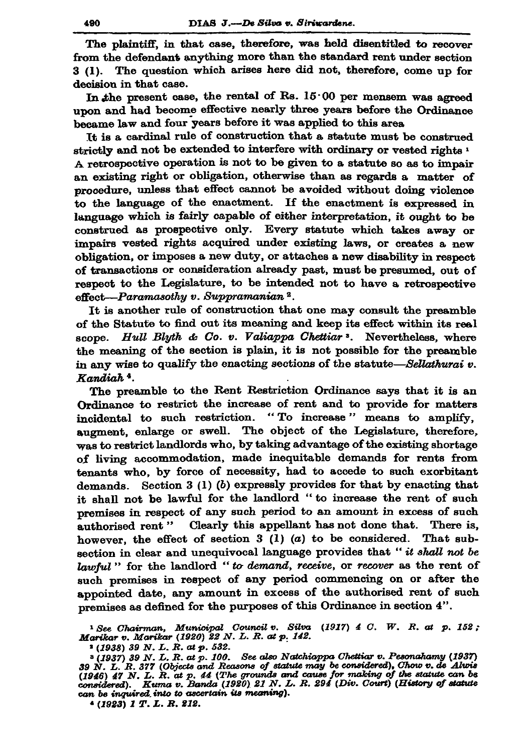The plaintiff, in that case, therefore, was held disentitled to recover from the defendant anything more than the standard rent under section 3 (1). The question which arises here did not, therefore, come up for decision in that case.

In the present case, the rental of Rs. 15·00 per mensem was agreed upon and had become effective nearly three years before the Ordinance became law and four years before it was applied to this area

It is a cardinal rule of construction that a statute must be construed strictly and not be extended to interfere with ordinary or vested rights [1] A retrospective operation is not to be given to a statute so as to impair an existing right or obligation, otherwise than as regards a matter of procedure, unless that effect cannot be avoided without doing violence to the language of the enactment. If the enactment is expressed in language which is fairly capable of either interpretation, it ought to be construed as prospective only. Every statute which takes away or impairs vested rights acquired under existing laws, or creates a new obligation, or imposes a new duty, or attaches a new disability in respect of transactions or consideration already past, must be presumed, out of respect to the Legislature, to be intended not to have a retrospective effect—*Paramasothy v. Suppramanian* [2].

It is another rule of construction that one may consult the preamble of the Statute to find out its meaning and keep its effect within its real scope. *Hull Blyth & Co. v. Valiappa Chettiar* [3]. Nevertheless, where the meaning of the section is plain, it is not possible for the preamble in any wise to qualify the enacting sections of the statute—*Sellathurai v. Kandiah* [4].

The preamble to the Rent Restriction Ordinance says that it is an Ordinance to restrict the increase of rent and to provide for matters incidental to such restriction. "To increase" means to amplify, augment, enlarge or swell. The object of the Legislature, therefore, was to restrict landlords who, by taking advantage of the existing shortage of living accommodation, made inequitable demands for rents from tenants who, by force of necessity, had to accede to such exorbitant demands. Section 3 (1) (*b*) expressly provides for that by enacting that it shall not be lawful for the landlord "to increase the rent of such premises in respect of any such period to an amount in excess of such authorised rent" Clearly this appellant has not done that. There is, however, the effect of section 3 (1) (*a*) to be considered. That sub-section in clear and unequivocal language provides that "*it shall not be lawful*" for the landlord "*to demand, receive*, or *recover* as the rent of such premises in respect of any period commencing on or after the appointed date, any amount in excess of the authorised rent of such premises as defined for the purposes of this Ordinance in section 4".

---

[1] *See Chairman, Municipal Council v. Silva* (1917) 4 *C. W. R. at p.* 152; *Marikar v. Marikar* (1920) 22 *N. L. R. at p.* 142.

[2] (1938) 39 *N. L. R. at p.* 532.

[3] (1937) 39 *N. L. R. at p.* 100. *See also Natchiappa Chettiar v. Pesonahamy* (1937) 39 *N. L. R.* 377 (*Objects and Reasons of statute may be considered*), *Chow v. de Alwis* (1946) 47 *N. L. R. at p.* 44 (*The grounds and cause for making of the statute can be considered*). *Kuma v. Banda* (1920) 21 *N. L. R.* 294 (*Div. Court*) (*History of statute can be inquired into to ascertain its meaning*).

[4] (1923) 1 *T. L. R.* 212.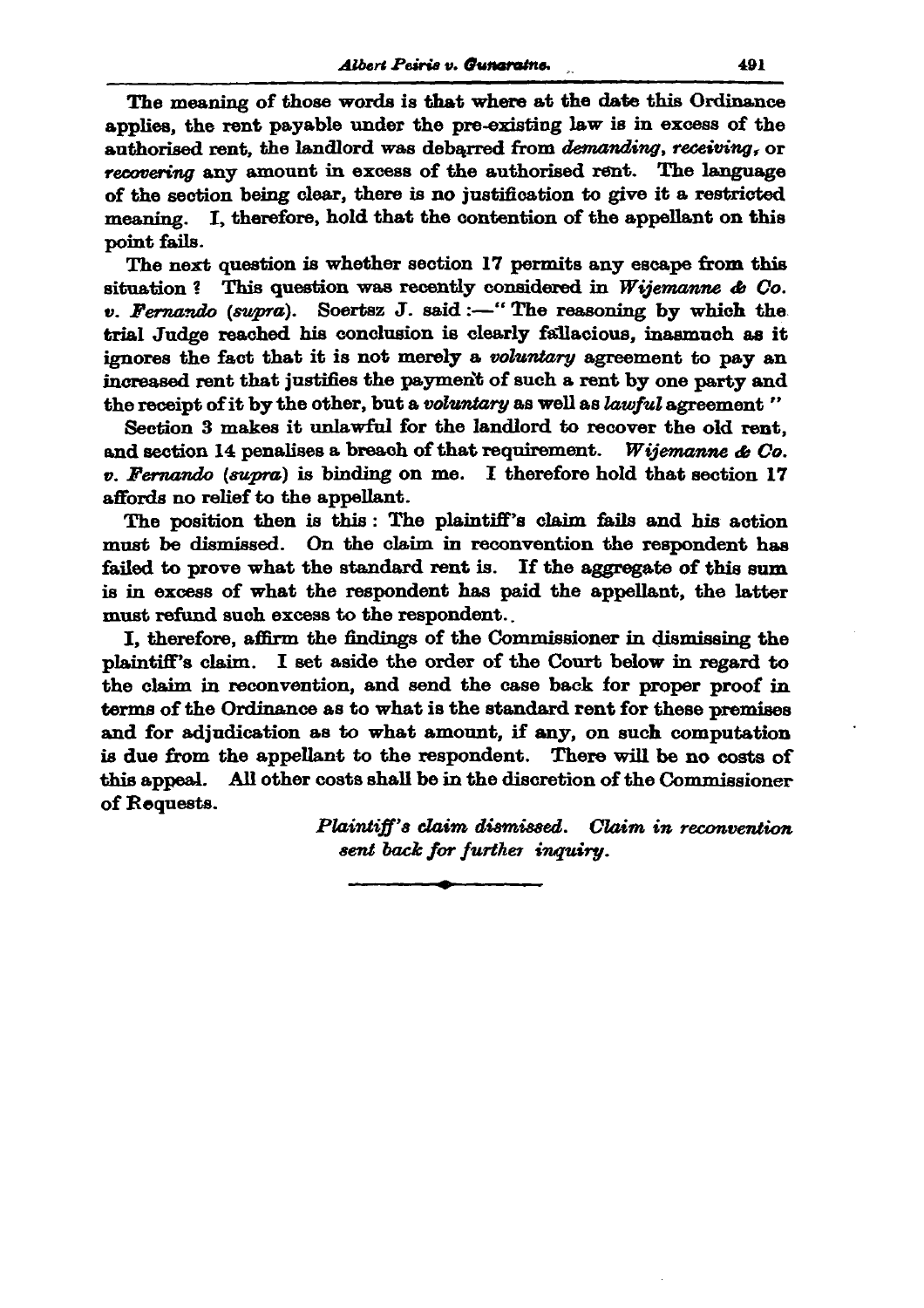The meaning of those words is that where at the date this Ordinance applies, the rent payable under the pre-existing law is in excess of the authorised rent, the landlord was debarred from *demanding*, *receiving*, or *recovering* any amount in excess of the authorised rent. The language of the section being clear, there is no justification to give it a restricted meaning. I, therefore, hold that the contention of the appellant on this point fails.

The next question is whether section 17 permits any escape from this situation ? This question was recently considered in *Wijemanne & Co. v. Fernando* (*supra*). Soertsz J. said :—" The reasoning by which the trial Judge reached his conclusion is clearly fallacious, inasmuch as it ignores the fact that it is not merely a *voluntary* agreement to pay an increased rent that justifies the payment of such a rent by one party and the receipt of it by the other, but a *voluntary* as well as *lawful* agreement "

Section 3 makes it unlawful for the landlord to recover the old rent, and section 14 penalises a breach of that requirement. *Wijemanne & Co. v. Fernando* (*supra*) is binding on me. I therefore hold that section 17 affords no relief to the appellant.

The position then is this : The plaintiff's claim fails and his action must be dismissed. On the claim in reconvention the respondent has failed to prove what the standard rent is. If the aggregate of this sum is in excess of what the respondent has paid the appellant, the latter must refund such excess to the respondent.

I, therefore, affirm the findings of the Commissioner in dismissing the plaintiff's claim. I set aside the order of the Court below in regard to the claim in reconvention, and send the case back for proper proof in terms of the Ordinance as to what is the standard rent for these premises and for adjudication as to what amount, if any, on such computation is due from the appellant to the respondent. There will be no costs of this appeal. All other costs shall be in the discretion of the Commissioner of Requests.

*Plaintiff's claim dismissed. Claim in reconvention sent back for further inquiry.*